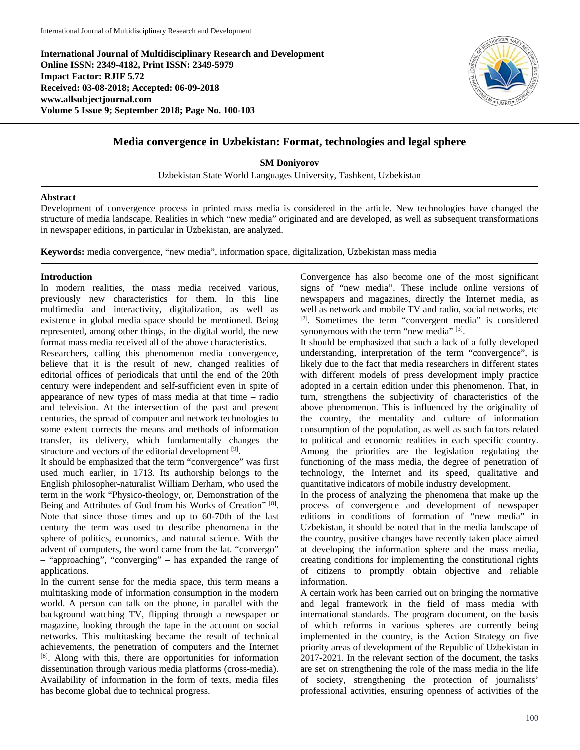**International Journal of Multidisciplinary Research and Development**
**Online ISSN: 2349-4182, Print ISSN: 2349-5979**
**Impact Factor: RJIF 5.72**
**Received: 03-08-2018; Accepted: 06-09-2018**
**www.allsubjectjournal.com**
**Volume 5 Issue 9; September 2018; Page No. 100-103**

# Media convergence in Uzbekistan: Format, technologies and legal sphere

**SM Doniyorov**

Uzbekistan State World Languages University, Tashkent, Uzbekistan

## Abstract

Development of convergence process in printed mass media is considered in the article. New technologies have changed the structure of media landscape. Realities in which "new media" originated and are developed, as well as subsequent transformations in newspaper editions, in particular in Uzbekistan, are analyzed.

**Keywords:** media convergence, "new media", information space, digitalization, Uzbekistan mass media

## Introduction

In modern realities, the mass media received various, previously new characteristics for them. In this line multimedia and interactivity, digitalization, as well as existence in global media space should be mentioned. Being represented, among other things, in the digital world, the new format mass media received all of the above characteristics.

Researchers, calling this phenomenon media convergence, believe that it is the result of new, changed realities of editorial offices of periodicals that until the end of the 20th century were independent and self-sufficient even in spite of appearance of new types of mass media at that time – radio and television. At the intersection of the past and present centuries, the spread of computer and network technologies to some extent corrects the means and methods of information transfer, its delivery, which fundamentally changes the structure and vectors of the editorial development [9].

It should be emphasized that the term "convergence" was first used much earlier, in 1713. Its authorship belongs to the English philosopher-naturalist William Derham, who used the term in the work "Physico-theology, or, Demonstration of the Being and Attributes of God from his Works of Creation" [8]. Note that since those times and up to 60-70th of the last century the term was used to describe phenomena in the sphere of politics, economics, and natural science. With the advent of computers, the word came from the lat. "convergo" – "approaching", "converging" – has expanded the range of applications.

In the current sense for the media space, this term means a multitasking mode of information consumption in the modern world. A person can talk on the phone, in parallel with the background watching TV, flipping through a newspaper or magazine, looking through the tape in the account on social networks. This multitasking became the result of technical achievements, the penetration of computers and the Internet [8]. Along with this, there are opportunities for information dissemination through various media platforms (cross-media). Availability of information in the form of texts, media files has become global due to technical progress.

Convergence has also become one of the most significant signs of "new media". These include online versions of newspapers and magazines, directly the Internet media, as well as network and mobile TV and radio, social networks, etc [2]. Sometimes the term "convergent media" is considered synonymous with the term "new media" [3].

It should be emphasized that such a lack of a fully developed understanding, interpretation of the term "convergence", is likely due to the fact that media researchers in different states with different models of press development imply practice adopted in a certain edition under this phenomenon. That, in turn, strengthens the subjectivity of characteristics of the above phenomenon. This is influenced by the originality of the country, the mentality and culture of information consumption of the population, as well as such factors related to political and economic realities in each specific country. Among the priorities are the legislation regulating the functioning of the mass media, the degree of penetration of technology, the Internet and its speed, qualitative and quantitative indicators of mobile industry development.

In the process of analyzing the phenomena that make up the process of convergence and development of newspaper editions in conditions of formation of "new media" in Uzbekistan, it should be noted that in the media landscape of the country, positive changes have recently taken place aimed at developing the information sphere and the mass media, creating conditions for implementing the constitutional rights of citizens to promptly obtain objective and reliable information.

A certain work has been carried out on bringing the normative and legal framework in the field of mass media with international standards. The program document, on the basis of which reforms in various spheres are currently being implemented in the country, is the Action Strategy on five priority areas of development of the Republic of Uzbekistan in 2017-2021. In the relevant section of the document, the tasks are set on strengthening the role of the mass media in the life of society, strengthening the protection of journalists' professional activities, ensuring openness of activities of the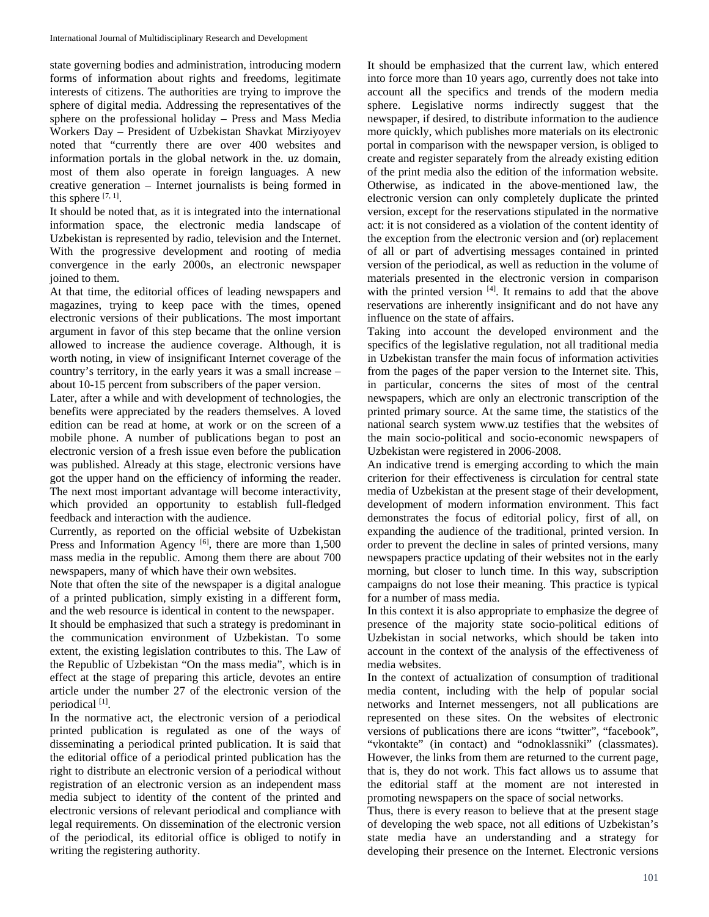state governing bodies and administration, introducing modern forms of information about rights and freedoms, legitimate interests of citizens. The authorities are trying to improve the sphere of digital media. Addressing the representatives of the sphere on the professional holiday – Press and Mass Media Workers Day – President of Uzbekistan Shavkat Mirziyoyev noted that "currently there are over 400 websites and information portals in the global network in the. uz domain, most of them also operate in foreign languages. A new creative generation – Internet journalists is being formed in this sphere [7, 1].

It should be noted that, as it is integrated into the international information space, the electronic media landscape of Uzbekistan is represented by radio, television and the Internet. With the progressive development and rooting of media convergence in the early 2000s, an electronic newspaper joined to them.

At that time, the editorial offices of leading newspapers and magazines, trying to keep pace with the times, opened electronic versions of their publications. The most important argument in favor of this step became that the online version allowed to increase the audience coverage. Although, it is worth noting, in view of insignificant Internet coverage of the country's territory, in the early years it was a small increase – about 10-15 percent from subscribers of the paper version.

Later, after a while and with development of technologies, the benefits were appreciated by the readers themselves. A loved edition can be read at home, at work or on the screen of a mobile phone. A number of publications began to post an electronic version of a fresh issue even before the publication was published. Already at this stage, electronic versions have got the upper hand on the efficiency of informing the reader. The next most important advantage will become interactivity, which provided an opportunity to establish full-fledged feedback and interaction with the audience.

Currently, as reported on the official website of Uzbekistan Press and Information Agency [6], there are more than 1,500 mass media in the republic. Among them there are about 700 newspapers, many of which have their own websites.

Note that often the site of the newspaper is a digital analogue of a printed publication, simply existing in a different form, and the web resource is identical in content to the newspaper.

It should be emphasized that such a strategy is predominant in the communication environment of Uzbekistan. To some extent, the existing legislation contributes to this. The Law of the Republic of Uzbekistan "On the mass media", which is in effect at the stage of preparing this article, devotes an entire article under the number 27 of the electronic version of the periodical [1].

In the normative act, the electronic version of a periodical printed publication is regulated as one of the ways of disseminating a periodical printed publication. It is said that the editorial office of a periodical printed publication has the right to distribute an electronic version of a periodical without registration of an electronic version as an independent mass media subject to identity of the content of the printed and electronic versions of relevant periodical and compliance with legal requirements. On dissemination of the electronic version of the periodical, its editorial office is obliged to notify in writing the registering authority.

It should be emphasized that the current law, which entered into force more than 10 years ago, currently does not take into account all the specifics and trends of the modern media sphere. Legislative norms indirectly suggest that the newspaper, if desired, to distribute information to the audience more quickly, which publishes more materials on its electronic portal in comparison with the newspaper version, is obliged to create and register separately from the already existing edition of the print media also the edition of the information website. Otherwise, as indicated in the above-mentioned law, the electronic version can only completely duplicate the printed version, except for the reservations stipulated in the normative act: it is not considered as a violation of the content identity of the exception from the electronic version and (or) replacement of all or part of advertising messages contained in printed version of the periodical, as well as reduction in the volume of materials presented in the electronic version in comparison with the printed version [4]. It remains to add that the above reservations are inherently insignificant and do not have any influence on the state of affairs.

Taking into account the developed environment and the specifics of the legislative regulation, not all traditional media in Uzbekistan transfer the main focus of information activities from the pages of the paper version to the Internet site. This, in particular, concerns the sites of most of the central newspapers, which are only an electronic transcription of the printed primary source. At the same time, the statistics of the national search system www.uz testifies that the websites of the main socio-political and socio-economic newspapers of Uzbekistan were registered in 2006-2008.

An indicative trend is emerging according to which the main criterion for their effectiveness is circulation for central state media of Uzbekistan at the present stage of their development, development of modern information environment. This fact demonstrates the focus of editorial policy, first of all, on expanding the audience of the traditional, printed version. In order to prevent the decline in sales of printed versions, many newspapers practice updating of their websites not in the early morning, but closer to lunch time. In this way, subscription campaigns do not lose their meaning. This practice is typical for a number of mass media.

In this context it is also appropriate to emphasize the degree of presence of the majority state socio-political editions of Uzbekistan in social networks, which should be taken into account in the context of the analysis of the effectiveness of media websites.

In the context of actualization of consumption of traditional media content, including with the help of popular social networks and Internet messengers, not all publications are represented on these sites. On the websites of electronic versions of publications there are icons "twitter", "facebook", "vkontakte" (in contact) and "odnoklassniki" (classmates). However, the links from them are returned to the current page, that is, they do not work. This fact allows us to assume that the editorial staff at the moment are not interested in promoting newspapers on the space of social networks.

Thus, there is every reason to believe that at the present stage of developing the web space, not all editions of Uzbekistan's state media have an understanding and a strategy for developing their presence on the Internet. Electronic versions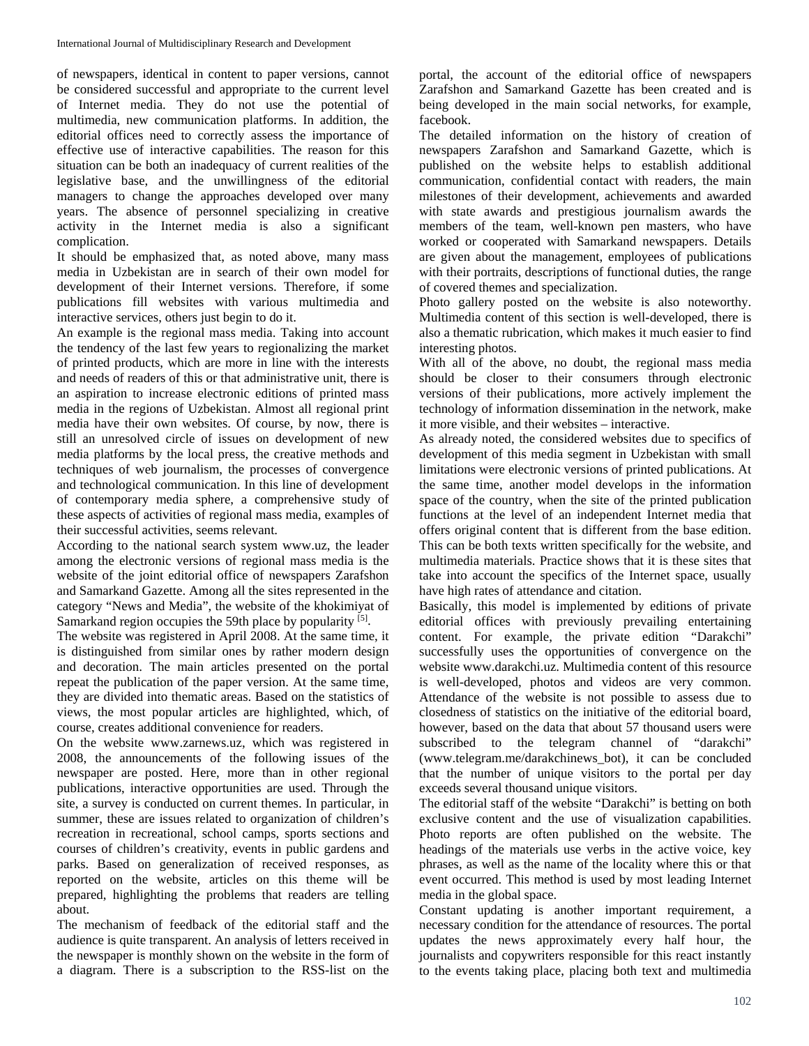of newspapers, identical in content to paper versions, cannot be considered successful and appropriate to the current level of Internet media. They do not use the potential of multimedia, new communication platforms. In addition, the editorial offices need to correctly assess the importance of effective use of interactive capabilities. The reason for this situation can be both an inadequacy of current realities of the legislative base, and the unwillingness of the editorial managers to change the approaches developed over many years. The absence of personnel specializing in creative activity in the Internet media is also a significant complication.

It should be emphasized that, as noted above, many mass media in Uzbekistan are in search of their own model for development of their Internet versions. Therefore, if some publications fill websites with various multimedia and interactive services, others just begin to do it.

An example is the regional mass media. Taking into account the tendency of the last few years to regionalizing the market of printed products, which are more in line with the interests and needs of readers of this or that administrative unit, there is an aspiration to increase electronic editions of printed mass media in the regions of Uzbekistan. Almost all regional print media have their own websites. Of course, by now, there is still an unresolved circle of issues on development of new media platforms by the local press, the creative methods and techniques of web journalism, the processes of convergence and technological communication. In this line of development of contemporary media sphere, a comprehensive study of these aspects of activities of regional mass media, examples of their successful activities, seems relevant.

According to the national search system www.uz, the leader among the electronic versions of regional mass media is the website of the joint editorial office of newspapers Zarafshon and Samarkand Gazette. Among all the sites represented in the category "News and Media", the website of the khokimiyat of Samarkand region occupies the 59th place by popularity [5].

The website was registered in April 2008. At the same time, it is distinguished from similar ones by rather modern design and decoration. The main articles presented on the portal repeat the publication of the paper version. At the same time, they are divided into thematic areas. Based on the statistics of views, the most popular articles are highlighted, which, of course, creates additional convenience for readers.

On the website www.zarnews.uz, which was registered in 2008, the announcements of the following issues of the newspaper are posted. Here, more than in other regional publications, interactive opportunities are used. Through the site, a survey is conducted on current themes. In particular, in summer, these are issues related to organization of children's recreation in recreational, school camps, sports sections and courses of children's creativity, events in public gardens and parks. Based on generalization of received responses, as reported on the website, articles on this theme will be prepared, highlighting the problems that readers are telling about.

The mechanism of feedback of the editorial staff and the audience is quite transparent. An analysis of letters received in the newspaper is monthly shown on the website in the form of a diagram. There is a subscription to the RSS-list on the portal, the account of the editorial office of newspapers Zarafshon and Samarkand Gazette has been created and is being developed in the main social networks, for example, facebook.

The detailed information on the history of creation of newspapers Zarafshon and Samarkand Gazette, which is published on the website helps to establish additional communication, confidential contact with readers, the main milestones of their development, achievements and awarded with state awards and prestigious journalism awards the members of the team, well-known pen masters, who have worked or cooperated with Samarkand newspapers. Details are given about the management, employees of publications with their portraits, descriptions of functional duties, the range of covered themes and specialization.

Photo gallery posted on the website is also noteworthy. Multimedia content of this section is well-developed, there is also a thematic rubrication, which makes it much easier to find interesting photos.

With all of the above, no doubt, the regional mass media should be closer to their consumers through electronic versions of their publications, more actively implement the technology of information dissemination in the network, make it more visible, and their websites – interactive.

As already noted, the considered websites due to specifics of development of this media segment in Uzbekistan with small limitations were electronic versions of printed publications. At the same time, another model develops in the information space of the country, when the site of the printed publication functions at the level of an independent Internet media that offers original content that is different from the base edition. This can be both texts written specifically for the website, and multimedia materials. Practice shows that it is these sites that take into account the specifics of the Internet space, usually have high rates of attendance and citation.

Basically, this model is implemented by editions of private editorial offices with previously prevailing entertaining content. For example, the private edition "Darakchi" successfully uses the opportunities of convergence on the website www.darakchi.uz. Multimedia content of this resource is well-developed, photos and videos are very common. Attendance of the website is not possible to assess due to closedness of statistics on the initiative of the editorial board, however, based on the data that about 57 thousand users were subscribed to the telegram channel of "darakchi" (www.telegram.me/darakchinews_bot), it can be concluded that the number of unique visitors to the portal per day exceeds several thousand unique visitors.

The editorial staff of the website "Darakchi" is betting on both exclusive content and the use of visualization capabilities. Photo reports are often published on the website. The headings of the materials use verbs in the active voice, key phrases, as well as the name of the locality where this or that event occurred. This method is used by most leading Internet media in the global space.

Constant updating is another important requirement, a necessary condition for the attendance of resources. The portal updates the news approximately every half hour, the journalists and copywriters responsible for this react instantly to the events taking place, placing both text and multimedia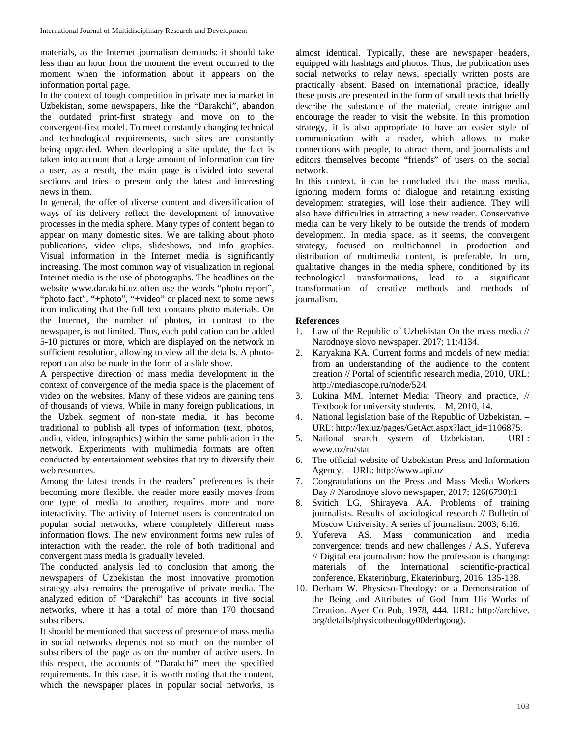materials, as the Internet journalism demands: it should take less than an hour from the moment the event occurred to the moment when the information about it appears on the information portal page.

In the context of tough competition in private media market in Uzbekistan, some newspapers, like the "Darakchi", abandon the outdated print-first strategy and move on to the convergent-first model. To meet constantly changing technical and technological requirements, such sites are constantly being upgraded. When developing a site update, the fact is taken into account that a large amount of information can tire a user, as a result, the main page is divided into several sections and tries to present only the latest and interesting news in them.

In general, the offer of diverse content and diversification of ways of its delivery reflect the development of innovative processes in the media sphere. Many types of content began to appear on many domestic sites. We are talking about photo publications, video clips, slideshows, and info graphics. Visual information in the Internet media is significantly increasing. The most common way of visualization in regional Internet media is the use of photographs. The headlines on the website www.darakchi.uz often use the words "photo report", "photo fact", "+photo", "+video" or placed next to some news icon indicating that the full text contains photo materials. On the Internet, the number of photos, in contrast to the newspaper, is not limited. Thus, each publication can be added 5-10 pictures or more, which are displayed on the network in sufficient resolution, allowing to view all the details. A photo-report can also be made in the form of a slide show.

A perspective direction of mass media development in the context of convergence of the media space is the placement of video on the websites. Many of these videos are gaining tens of thousands of views. While in many foreign publications, in the Uzbek segment of non-state media, it has become traditional to publish all types of information (text, photos, audio, video, infographics) within the same publication in the network. Experiments with multimedia formats are often conducted by entertainment websites that try to diversify their web resources.

Among the latest trends in the readers' preferences is their becoming more flexible, the reader more easily moves from one type of media to another, requires more and more interactivity. The activity of Internet users is concentrated on popular social networks, where completely different mass information flows. The new environment forms new rules of interaction with the reader, the role of both traditional and convergent mass media is gradually leveled.

The conducted analysis led to conclusion that among the newspapers of Uzbekistan the most innovative promotion strategy also remains the prerogative of private media. The analyzed edition of "Darakchi" has accounts in five social networks, where it has a total of more than 170 thousand subscribers.

It should be mentioned that success of presence of mass media in social networks depends not so much on the number of subscribers of the page as on the number of active users. In this respect, the accounts of "Darakchi" meet the specified requirements. In this case, it is worth noting that the content, which the newspaper places in popular social networks, is almost identical. Typically, these are newspaper headers, equipped with hashtags and photos. Thus, the publication uses social networks to relay news, specially written posts are practically absent. Based on international practice, ideally these posts are presented in the form of small texts that briefly describe the substance of the material, create intrigue and encourage the reader to visit the website. In this promotion strategy, it is also appropriate to have an easier style of communication with a reader, which allows to make connections with people, to attract them, and journalists and editors themselves become "friends" of users on the social network.

In this context, it can be concluded that the mass media, ignoring modern forms of dialogue and retaining existing development strategies, will lose their audience. They will also have difficulties in attracting a new reader. Conservative media can be very likely to be outside the trends of modern development. In media space, as it seems, the convergent strategy, focused on multichannel in production and distribution of multimedia content, is preferable. In turn, qualitative changes in the media sphere, conditioned by its technological transformations, lead to a significant transformation of creative methods and methods of journalism.

## References

1. Law of the Republic of Uzbekistan On the mass media // Narodnoye slovo newspaper. 2017; 11:4134.
2. Karyakina KA. Current forms and models of new media: from an understanding of the audience to the content creation // Portal of scientific research media, 2010, URL: http://mediascope.ru/node/524.
3. Lukina MM. Internet Media: Theory and practice, // Textbook for university students. – M, 2010, 14.
4. National legislation base of the Republic of Uzbekistan. – URL: http://lex.uz/pages/GetAct.aspx?lact_id=1106875.
5. National search system of Uzbekistan. – URL: www.uz/ru/stat
6. The official website of Uzbekistan Press and Information Agency. – URL: http://www.api.uz
7. Congratulations on the Press and Mass Media Workers Day // Narodnoye slovo newspaper, 2017; 126(6790):1
8. Svitich LG, Shirayeva AA. Problems of training journalists. Results of sociological research // Bulletin of Moscow University. A series of journalism. 2003; 6:16.
9. Yufereva AS. Mass communication and media convergence: trends and new challenges / A.S. Yufereva // Digital era journalism: how the profession is changing: materials of the International scientific-practical conference, Ekaterinburg, Ekaterinburg, 2016, 135-138.
10. Derham W. Physicso-Theology: or a Demonstration of the Being and Attributes of God from His Works of Creation. Ayer Co Pub, 1978, 444. URL: http://archive.org/details/physicotheology00derhgoog).